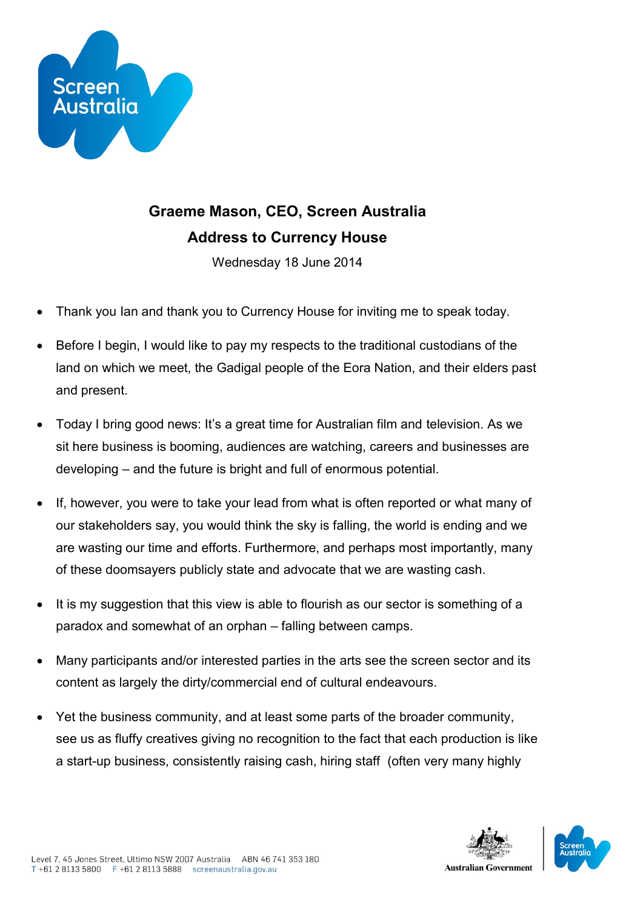**Graeme Mason, CEO, Screen Australia**

**Address to Currency House**

Wednesday 18 June 2014

- Thank you Ian and thank you to Currency House for inviting me to speak today.
- Before I begin, I would like to pay my respects to the traditional custodians of the land on which we meet, the Gadigal people of the Eora Nation, and their elders past and present.
- Today I bring good news: It's a great time for Australian film and television. As we sit here business is booming, audiences are watching, careers and businesses are developing – and the future is bright and full of enormous potential.
- If, however, you were to take your lead from what is often reported or what many of our stakeholders say, you would think the sky is falling, the world is ending and we are wasting our time and efforts. Furthermore, and perhaps most importantly, many of these doomsayers publicly state and advocate that we are wasting cash.
- It is my suggestion that this view is able to flourish as our sector is something of a paradox and somewhat of an orphan – falling between camps.
- Many participants and/or interested parties in the arts see the screen sector and its content as largely the dirty/commercial end of cultural endeavours.
- Yet the business community, and at least some parts of the broader community, see us as fluffy creatives giving no recognition to the fact that each production is like a start-up business, consistently raising cash, hiring staff (often very many highly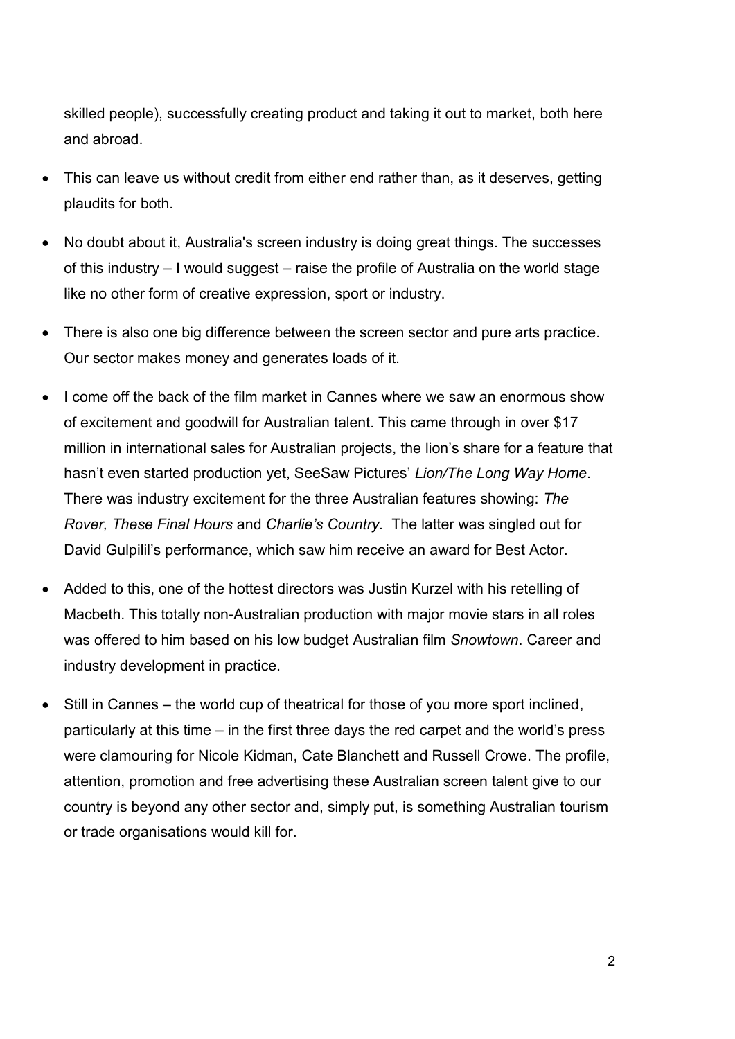skilled people), successfully creating product and taking it out to market, both here and abroad.

- This can leave us without credit from either end rather than, as it deserves, getting plaudits for both.
- No doubt about it, Australia's screen industry is doing great things. The successes of this industry – I would suggest – raise the profile of Australia on the world stage like no other form of creative expression, sport or industry.
- There is also one big difference between the screen sector and pure arts practice. Our sector makes money and generates loads of it.
- I come off the back of the film market in Cannes where we saw an enormous show of excitement and goodwill for Australian talent. This came through in over $17 million in international sales for Australian projects, the lion's share for a feature that hasn't even started production yet, SeeSaw Pictures' *Lion/The Long Way Home*. There was industry excitement for the three Australian features showing: *The Rover, These Final Hours* and *Charlie's Country.* The latter was singled out for David Gulpilil's performance, which saw him receive an award for Best Actor.
- Added to this, one of the hottest directors was Justin Kurzel with his retelling of Macbeth. This totally non-Australian production with major movie stars in all roles was offered to him based on his low budget Australian film *Snowtown*. Career and industry development in practice.
- Still in Cannes – the world cup of theatrical for those of you more sport inclined, particularly at this time – in the first three days the red carpet and the world's press were clamouring for Nicole Kidman, Cate Blanchett and Russell Crowe. The profile, attention, promotion and free advertising these Australian screen talent give to our country is beyond any other sector and, simply put, is something Australian tourism or trade organisations would kill for.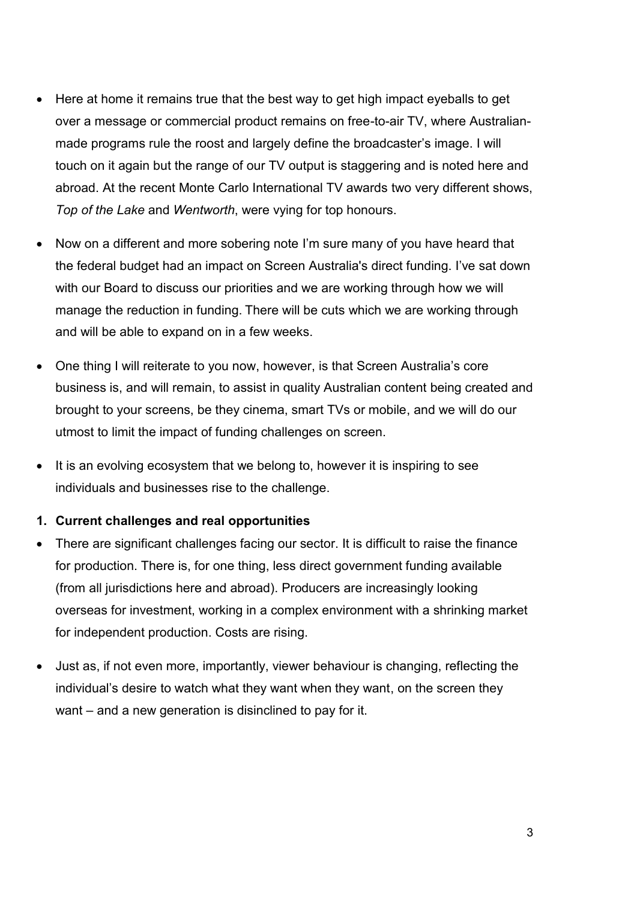- Here at home it remains true that the best way to get high impact eyeballs to get over a message or commercial product remains on free-to-air TV, where Australian-made programs rule the roost and largely define the broadcaster's image. I will touch on it again but the range of our TV output is staggering and is noted here and abroad. At the recent Monte Carlo International TV awards two very different shows, *Top of the Lake* and *Wentworth*, were vying for top honours.

- Now on a different and more sobering note I'm sure many of you have heard that the federal budget had an impact on Screen Australia's direct funding. I've sat down with our Board to discuss our priorities and we are working through how we will manage the reduction in funding. There will be cuts which we are working through and will be able to expand on in a few weeks.

- One thing I will reiterate to you now, however, is that Screen Australia's core business is, and will remain, to assist in quality Australian content being created and brought to your screens, be they cinema, smart TVs or mobile, and we will do our utmost to limit the impact of funding challenges on screen.

- It is an evolving ecosystem that we belong to, however it is inspiring to see individuals and businesses rise to the challenge.

**1. Current challenges and real opportunities**

- There are significant challenges facing our sector. It is difficult to raise the finance for production. There is, for one thing, less direct government funding available (from all jurisdictions here and abroad). Producers are increasingly looking overseas for investment, working in a complex environment with a shrinking market for independent production. Costs are rising.

- Just as, if not even more, importantly, viewer behaviour is changing, reflecting the individual's desire to watch what they want when they want, on the screen they want – and a new generation is disinclined to pay for it.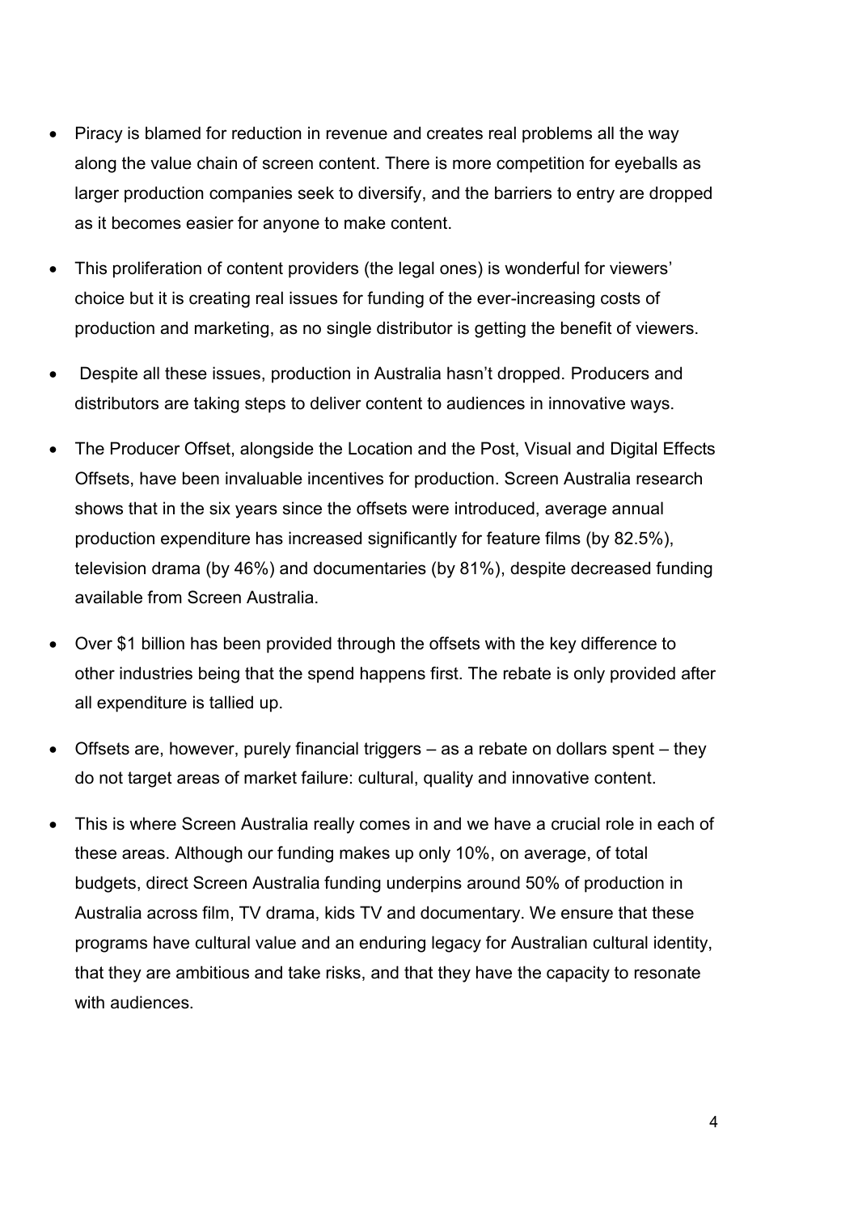- Piracy is blamed for reduction in revenue and creates real problems all the way along the value chain of screen content. There is more competition for eyeballs as larger production companies seek to diversify, and the barriers to entry are dropped as it becomes easier for anyone to make content.
- This proliferation of content providers (the legal ones) is wonderful for viewers' choice but it is creating real issues for funding of the ever-increasing costs of production and marketing, as no single distributor is getting the benefit of viewers.
- Despite all these issues, production in Australia hasn't dropped. Producers and distributors are taking steps to deliver content to audiences in innovative ways.
- The Producer Offset, alongside the Location and the Post, Visual and Digital Effects Offsets, have been invaluable incentives for production. Screen Australia research shows that in the six years since the offsets were introduced, average annual production expenditure has increased significantly for feature films (by 82.5%), television drama (by 46%) and documentaries (by 81%), despite decreased funding available from Screen Australia.
- Over $1 billion has been provided through the offsets with the key difference to other industries being that the spend happens first. The rebate is only provided after all expenditure is tallied up.
- Offsets are, however, purely financial triggers – as a rebate on dollars spent – they do not target areas of market failure: cultural, quality and innovative content.
- This is where Screen Australia really comes in and we have a crucial role in each of these areas. Although our funding makes up only 10%, on average, of total budgets, direct Screen Australia funding underpins around 50% of production in Australia across film, TV drama, kids TV and documentary. We ensure that these programs have cultural value and an enduring legacy for Australian cultural identity, that they are ambitious and take risks, and that they have the capacity to resonate with audiences.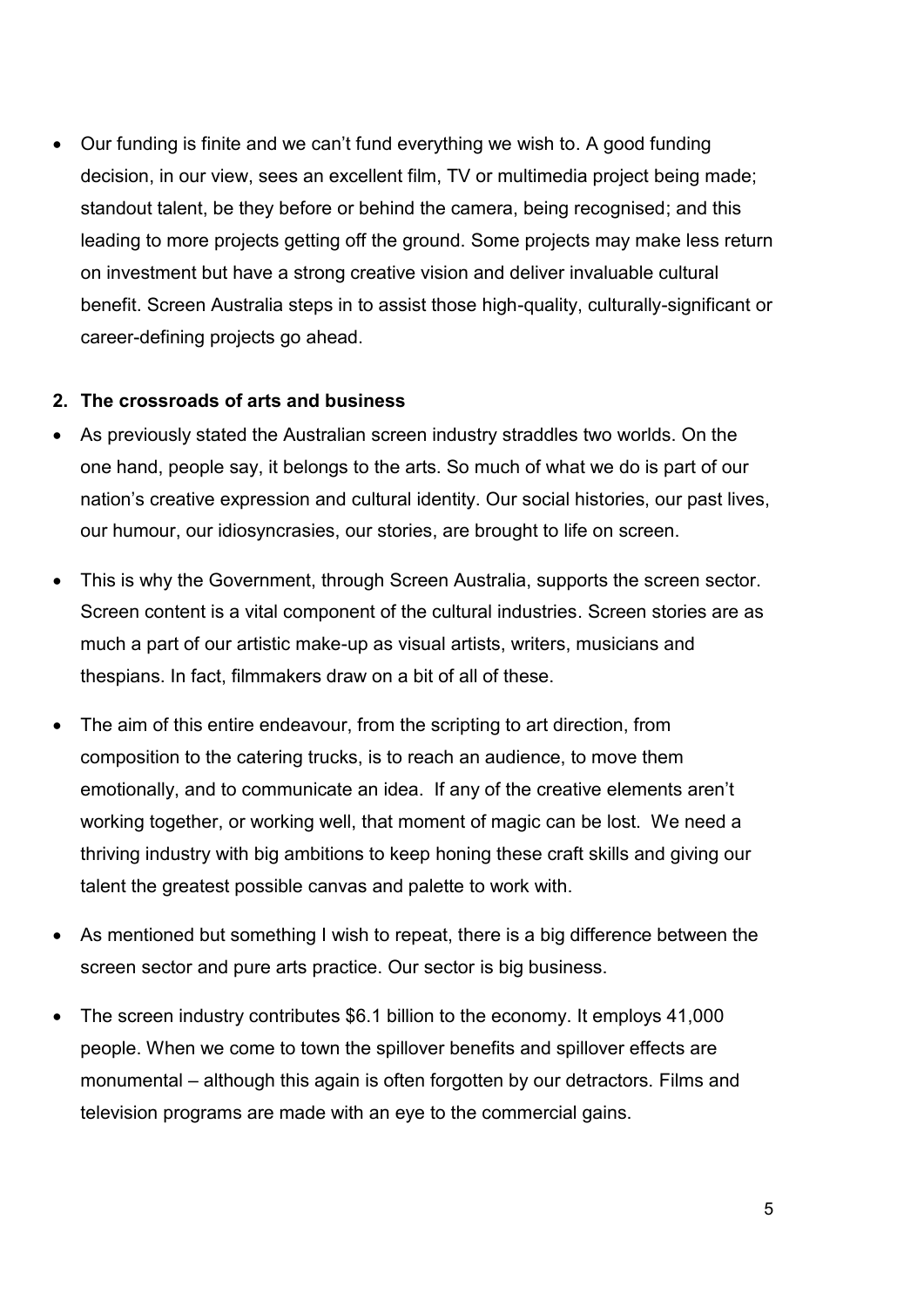- Our funding is finite and we can't fund everything we wish to. A good funding decision, in our view, sees an excellent film, TV or multimedia project being made; standout talent, be they before or behind the camera, being recognised; and this leading to more projects getting off the ground. Some projects may make less return on investment but have a strong creative vision and deliver invaluable cultural benefit. Screen Australia steps in to assist those high-quality, culturally-significant or career-defining projects go ahead.

**2. The crossroads of arts and business**

- As previously stated the Australian screen industry straddles two worlds. On the one hand, people say, it belongs to the arts. So much of what we do is part of our nation's creative expression and cultural identity. Our social histories, our past lives, our humour, our idiosyncrasies, our stories, are brought to life on screen.
- This is why the Government, through Screen Australia, supports the screen sector. Screen content is a vital component of the cultural industries. Screen stories are as much a part of our artistic make-up as visual artists, writers, musicians and thespians. In fact, filmmakers draw on a bit of all of these.
- The aim of this entire endeavour, from the scripting to art direction, from composition to the catering trucks, is to reach an audience, to move them emotionally, and to communicate an idea. If any of the creative elements aren't working together, or working well, that moment of magic can be lost. We need a thriving industry with big ambitions to keep honing these craft skills and giving our talent the greatest possible canvas and palette to work with.
- As mentioned but something I wish to repeat, there is a big difference between the screen sector and pure arts practice. Our sector is big business.
- The screen industry contributes $6.1 billion to the economy. It employs 41,000 people. When we come to town the spillover benefits and spillover effects are monumental – although this again is often forgotten by our detractors. Films and television programs are made with an eye to the commercial gains.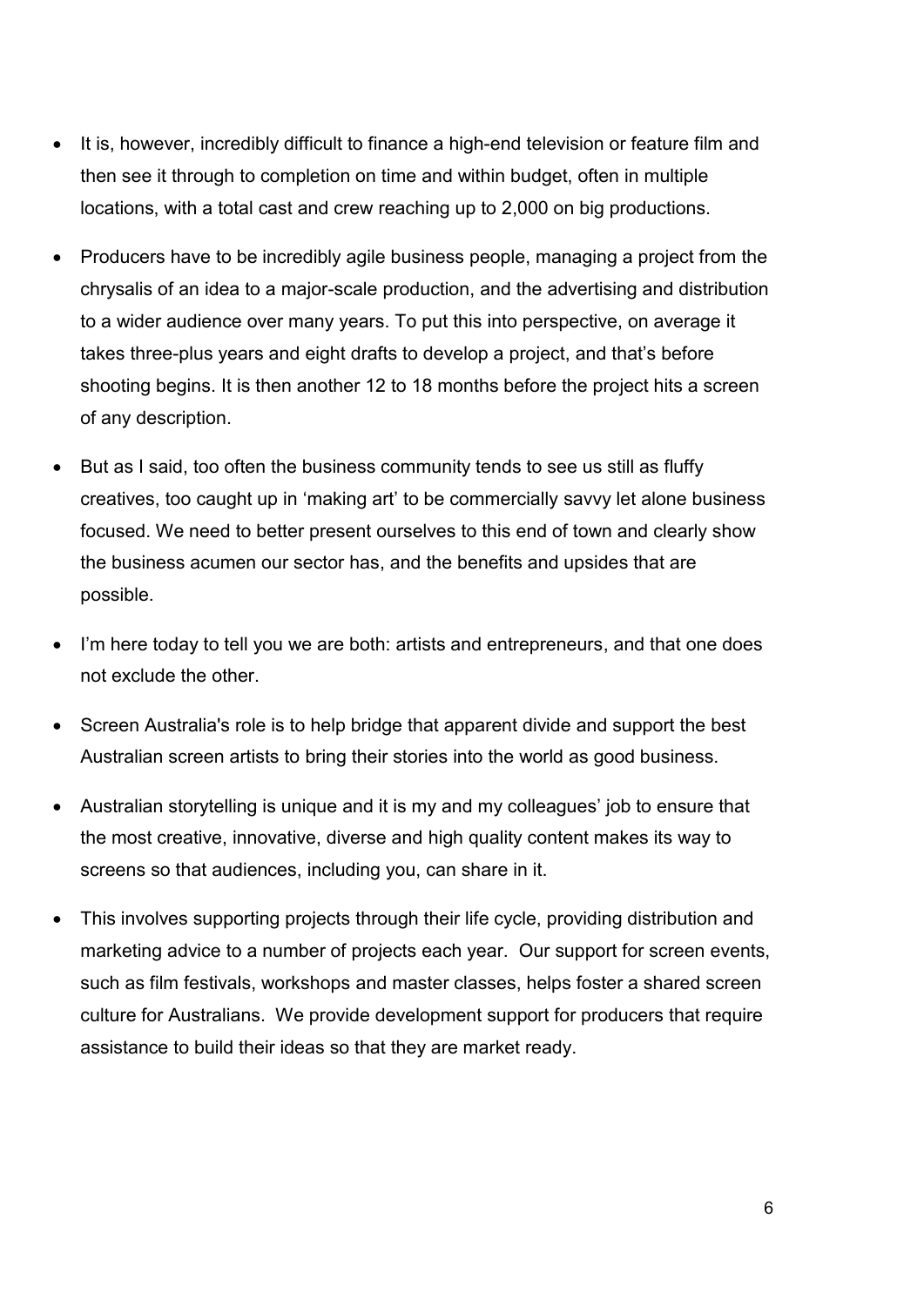- It is, however, incredibly difficult to finance a high-end television or feature film and then see it through to completion on time and within budget, often in multiple locations, with a total cast and crew reaching up to 2,000 on big productions.
- Producers have to be incredibly agile business people, managing a project from the chrysalis of an idea to a major-scale production, and the advertising and distribution to a wider audience over many years. To put this into perspective, on average it takes three-plus years and eight drafts to develop a project, and that's before shooting begins. It is then another 12 to 18 months before the project hits a screen of any description.
- But as I said, too often the business community tends to see us still as fluffy creatives, too caught up in 'making art' to be commercially savvy let alone business focused. We need to better present ourselves to this end of town and clearly show the business acumen our sector has, and the benefits and upsides that are possible.
- I'm here today to tell you we are both: artists and entrepreneurs, and that one does not exclude the other.
- Screen Australia's role is to help bridge that apparent divide and support the best Australian screen artists to bring their stories into the world as good business.
- Australian storytelling is unique and it is my and my colleagues' job to ensure that the most creative, innovative, diverse and high quality content makes its way to screens so that audiences, including you, can share in it.
- This involves supporting projects through their life cycle, providing distribution and marketing advice to a number of projects each year. Our support for screen events, such as film festivals, workshops and master classes, helps foster a shared screen culture for Australians. We provide development support for producers that require assistance to build their ideas so that they are market ready.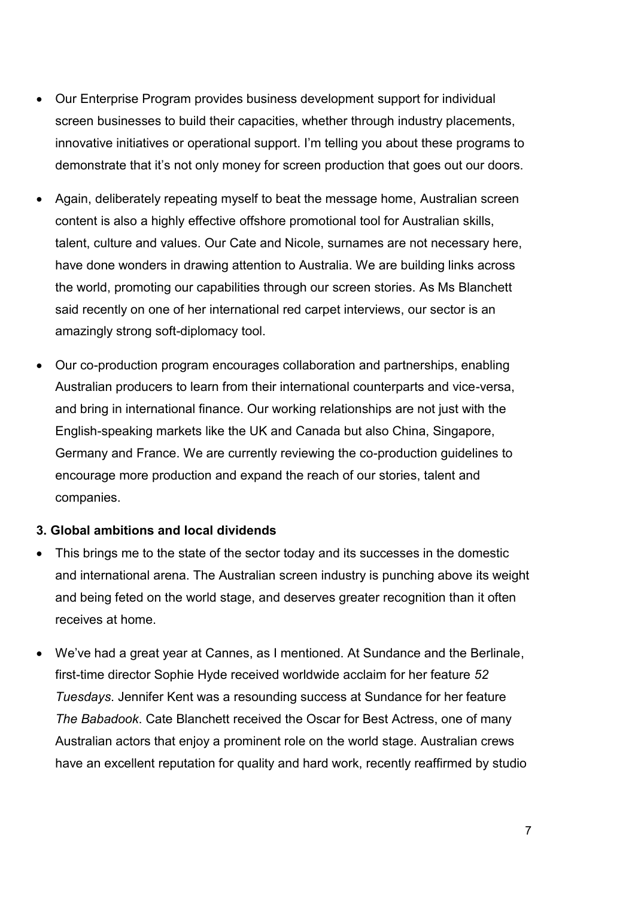- Our Enterprise Program provides business development support for individual screen businesses to build their capacities, whether through industry placements, innovative initiatives or operational support. I'm telling you about these programs to demonstrate that it's not only money for screen production that goes out our doors.

- Again, deliberately repeating myself to beat the message home, Australian screen content is also a highly effective offshore promotional tool for Australian skills, talent, culture and values. Our Cate and Nicole, surnames are not necessary here, have done wonders in drawing attention to Australia. We are building links across the world, promoting our capabilities through our screen stories. As Ms Blanchett said recently on one of her international red carpet interviews, our sector is an amazingly strong soft-diplomacy tool.

- Our co-production program encourages collaboration and partnerships, enabling Australian producers to learn from their international counterparts and vice-versa, and bring in international finance. Our working relationships are not just with the English-speaking markets like the UK and Canada but also China, Singapore, Germany and France. We are currently reviewing the co-production guidelines to encourage more production and expand the reach of our stories, talent and companies.

**3. Global ambitions and local dividends**

- This brings me to the state of the sector today and its successes in the domestic and international arena. The Australian screen industry is punching above its weight and being feted on the world stage, and deserves greater recognition than it often receives at home.

- We've had a great year at Cannes, as I mentioned. At Sundance and the Berlinale, first-time director Sophie Hyde received worldwide acclaim for her feature *52 Tuesdays*. Jennifer Kent was a resounding success at Sundance for her feature *The Babadook*. Cate Blanchett received the Oscar for Best Actress, one of many Australian actors that enjoy a prominent role on the world stage. Australian crews have an excellent reputation for quality and hard work, recently reaffirmed by studio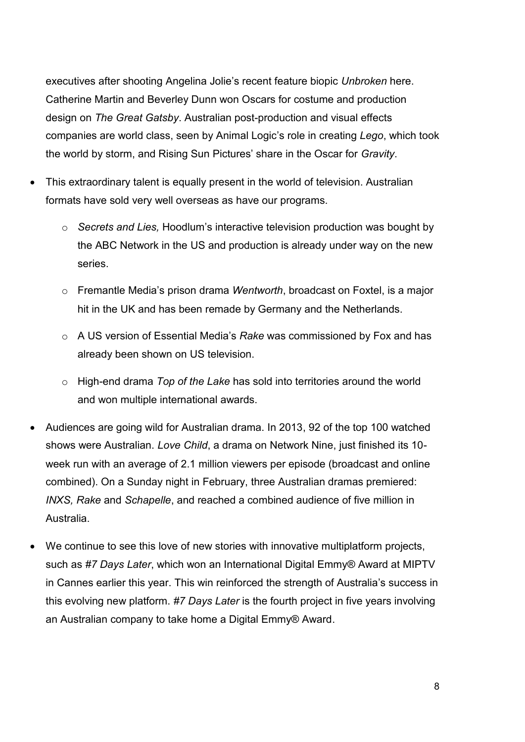executives after shooting Angelina Jolie's recent feature biopic *Unbroken* here. Catherine Martin and Beverley Dunn won Oscars for costume and production design on *The Great Gatsby*. Australian post-production and visual effects companies are world class, seen by Animal Logic's role in creating *Lego*, which took the world by storm, and Rising Sun Pictures' share in the Oscar for *Gravity*.

- This extraordinary talent is equally present in the world of television. Australian formats have sold very well overseas as have our programs.
  - *Secrets and Lies,* Hoodlum's interactive television production was bought by the ABC Network in the US and production is already under way on the new series.
  - Fremantle Media's prison drama *Wentworth*, broadcast on Foxtel, is a major hit in the UK and has been remade by Germany and the Netherlands.
  - A US version of Essential Media's *Rake* was commissioned by Fox and has already been shown on US television.
  - High-end drama *Top of the Lake* has sold into territories around the world and won multiple international awards.
- Audiences are going wild for Australian drama. In 2013, 92 of the top 100 watched shows were Australian. *Love Child*, a drama on Network Nine, just finished its 10-week run with an average of 2.1 million viewers per episode (broadcast and online combined). On a Sunday night in February, three Australian dramas premiered: *INXS, Rake* and *Schapelle*, and reached a combined audience of five million in Australia.
- We continue to see this love of new stories with innovative multiplatform projects, such as *#7 Days Later*, which won an International Digital Emmy® Award at MIPTV in Cannes earlier this year. This win reinforced the strength of Australia's success in this evolving new platform. *#7 Days Later* is the fourth project in five years involving an Australian company to take home a Digital Emmy® Award.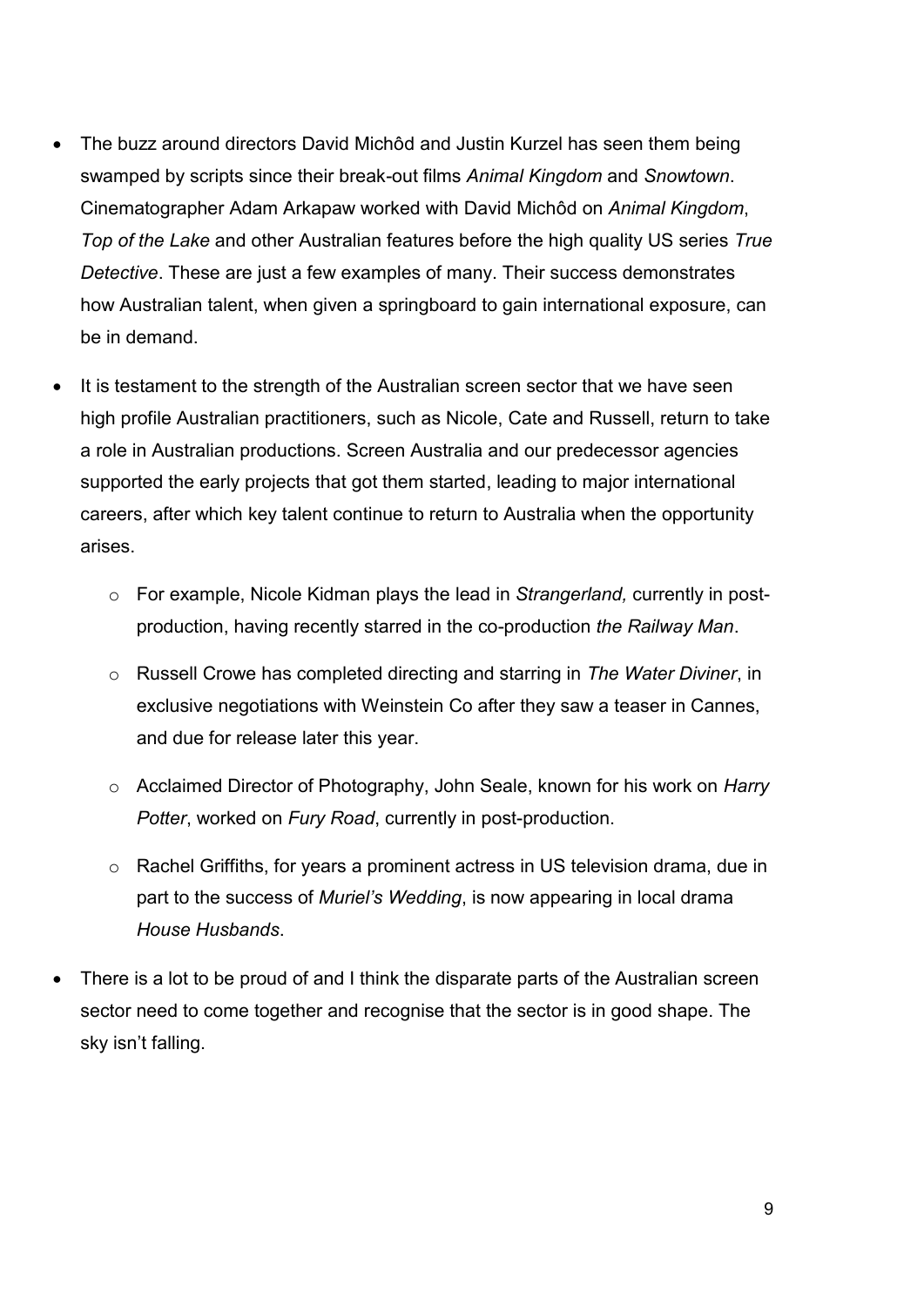- The buzz around directors David Michôd and Justin Kurzel has seen them being swamped by scripts since their break-out films *Animal Kingdom* and *Snowtown*. Cinematographer Adam Arkapaw worked with David Michôd on *Animal Kingdom*, *Top of the Lake* and other Australian features before the high quality US series *True Detective*. These are just a few examples of many. Their success demonstrates how Australian talent, when given a springboard to gain international exposure, can be in demand.

- It is testament to the strength of the Australian screen sector that we have seen high profile Australian practitioners, such as Nicole, Cate and Russell, return to take a role in Australian productions. Screen Australia and our predecessor agencies supported the early projects that got them started, leading to major international careers, after which key talent continue to return to Australia when the opportunity arises.

    - For example, Nicole Kidman plays the lead in *Strangerland,* currently in post-production, having recently starred in the co-production *the Railway Man*.

    - Russell Crowe has completed directing and starring in *The Water Diviner*, in exclusive negotiations with Weinstein Co after they saw a teaser in Cannes, and due for release later this year.

    - Acclaimed Director of Photography, John Seale, known for his work on *Harry Potter*, worked on *Fury Road*, currently in post-production.

    - Rachel Griffiths, for years a prominent actress in US television drama, due in part to the success of *Muriel's Wedding*, is now appearing in local drama *House Husbands*.

- There is a lot to be proud of and I think the disparate parts of the Australian screen sector need to come together and recognise that the sector is in good shape. The sky isn't falling.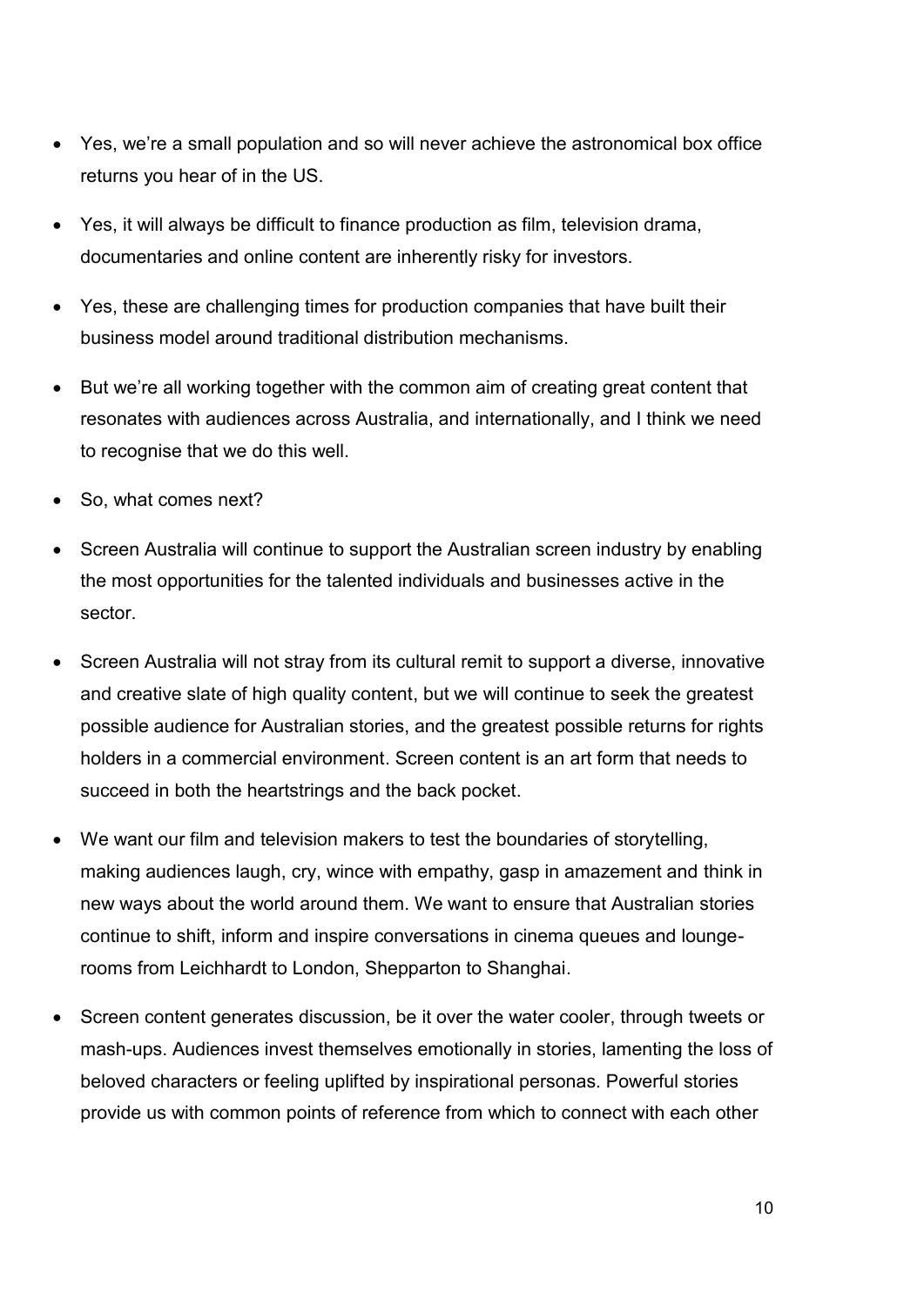- Yes, we're a small population and so will never achieve the astronomical box office returns you hear of in the US.
- Yes, it will always be difficult to finance production as film, television drama, documentaries and online content are inherently risky for investors.
- Yes, these are challenging times for production companies that have built their business model around traditional distribution mechanisms.
- But we're all working together with the common aim of creating great content that resonates with audiences across Australia, and internationally, and I think we need to recognise that we do this well.
- So, what comes next?
- Screen Australia will continue to support the Australian screen industry by enabling the most opportunities for the talented individuals and businesses active in the sector.
- Screen Australia will not stray from its cultural remit to support a diverse, innovative and creative slate of high quality content, but we will continue to seek the greatest possible audience for Australian stories, and the greatest possible returns for rights holders in a commercial environment. Screen content is an art form that needs to succeed in both the heartstrings and the back pocket.
- We want our film and television makers to test the boundaries of storytelling, making audiences laugh, cry, wince with empathy, gasp in amazement and think in new ways about the world around them. We want to ensure that Australian stories continue to shift, inform and inspire conversations in cinema queues and lounge-rooms from Leichhardt to London, Shepparton to Shanghai.
- Screen content generates discussion, be it over the water cooler, through tweets or mash-ups. Audiences invest themselves emotionally in stories, lamenting the loss of beloved characters or feeling uplifted by inspirational personas. Powerful stories provide us with common points of reference from which to connect with each other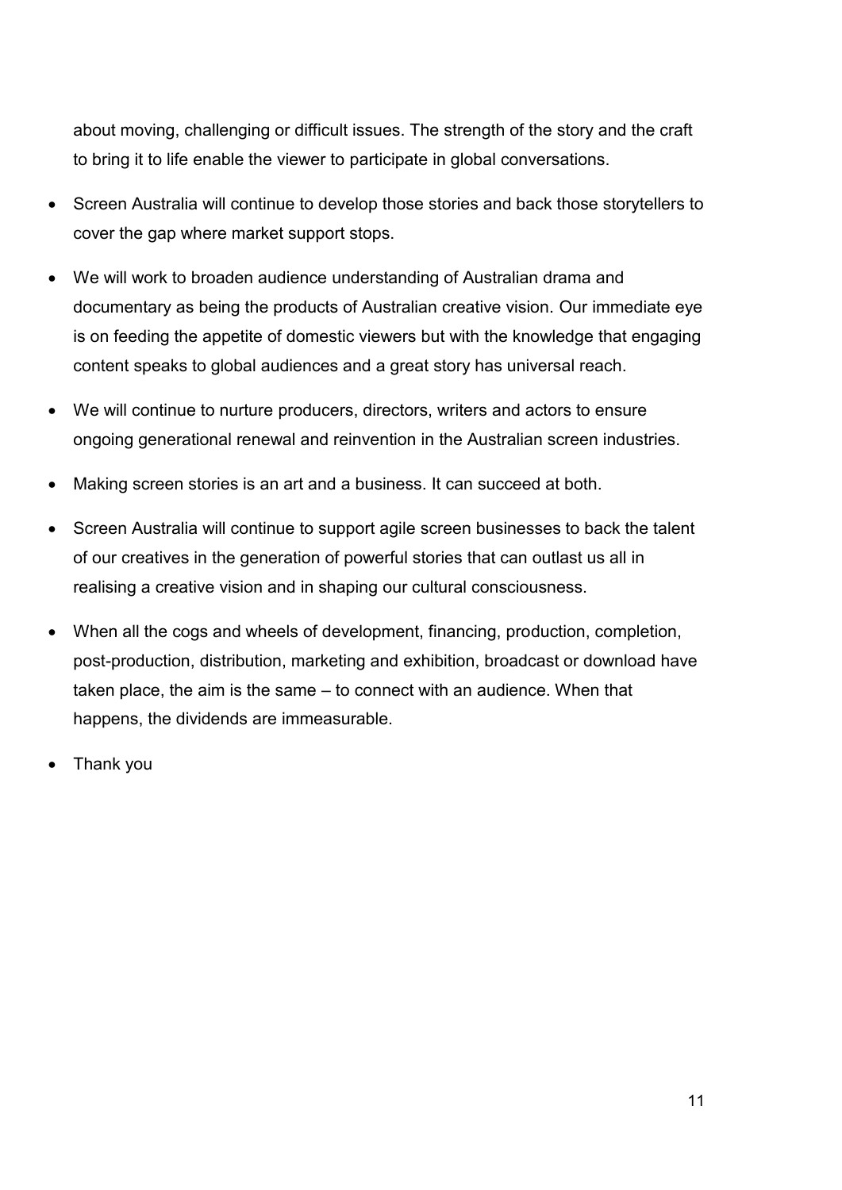about moving, challenging or difficult issues. The strength of the story and the craft to bring it to life enable the viewer to participate in global conversations.

- Screen Australia will continue to develop those stories and back those storytellers to cover the gap where market support stops.
- We will work to broaden audience understanding of Australian drama and documentary as being the products of Australian creative vision. Our immediate eye is on feeding the appetite of domestic viewers but with the knowledge that engaging content speaks to global audiences and a great story has universal reach.
- We will continue to nurture producers, directors, writers and actors to ensure ongoing generational renewal and reinvention in the Australian screen industries.
- Making screen stories is an art and a business. It can succeed at both.
- Screen Australia will continue to support agile screen businesses to back the talent of our creatives in the generation of powerful stories that can outlast us all in realising a creative vision and in shaping our cultural consciousness.
- When all the cogs and wheels of development, financing, production, completion, post-production, distribution, marketing and exhibition, broadcast or download have taken place, the aim is the same – to connect with an audience. When that happens, the dividends are immeasurable.
- Thank you